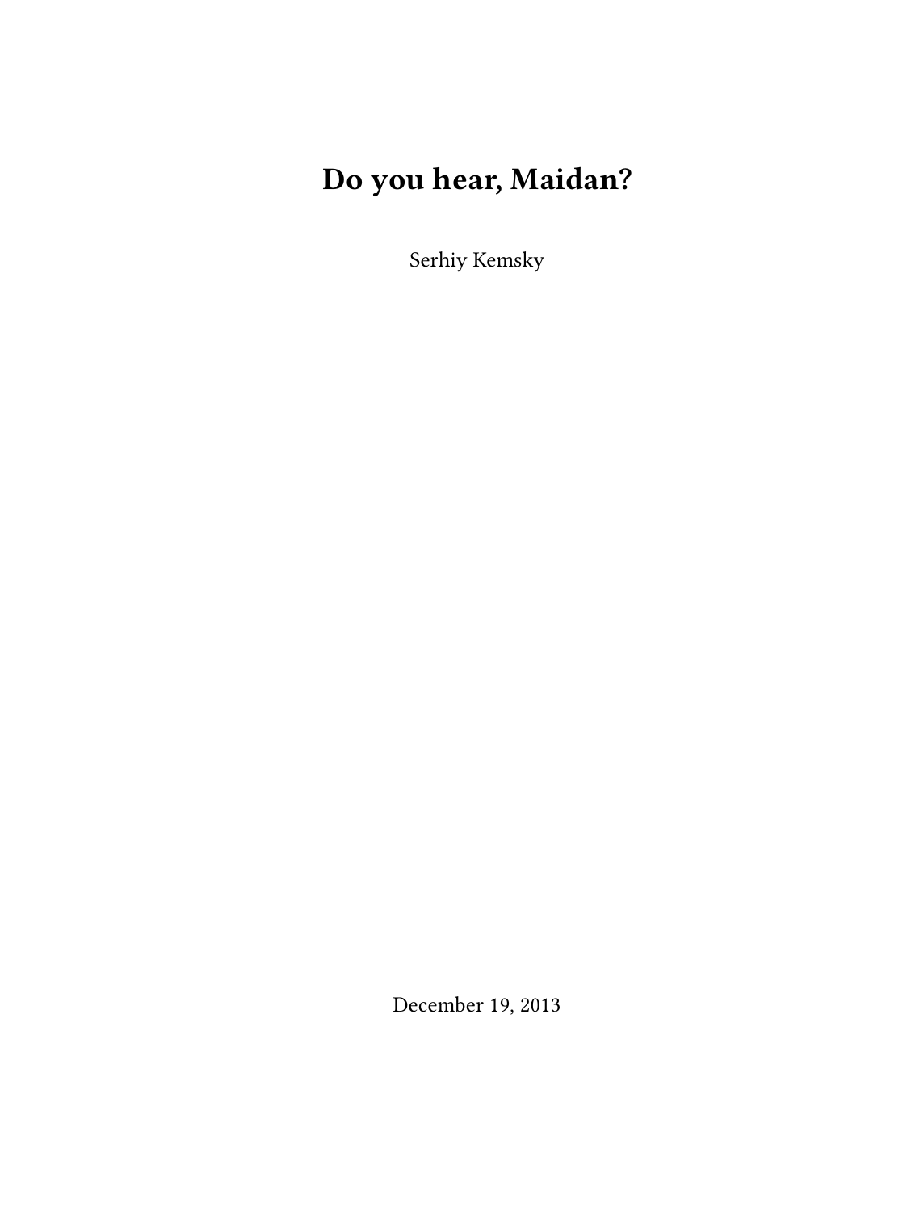# Do you hear, Maidan?

Serhiy Kemsky

December 19, 2013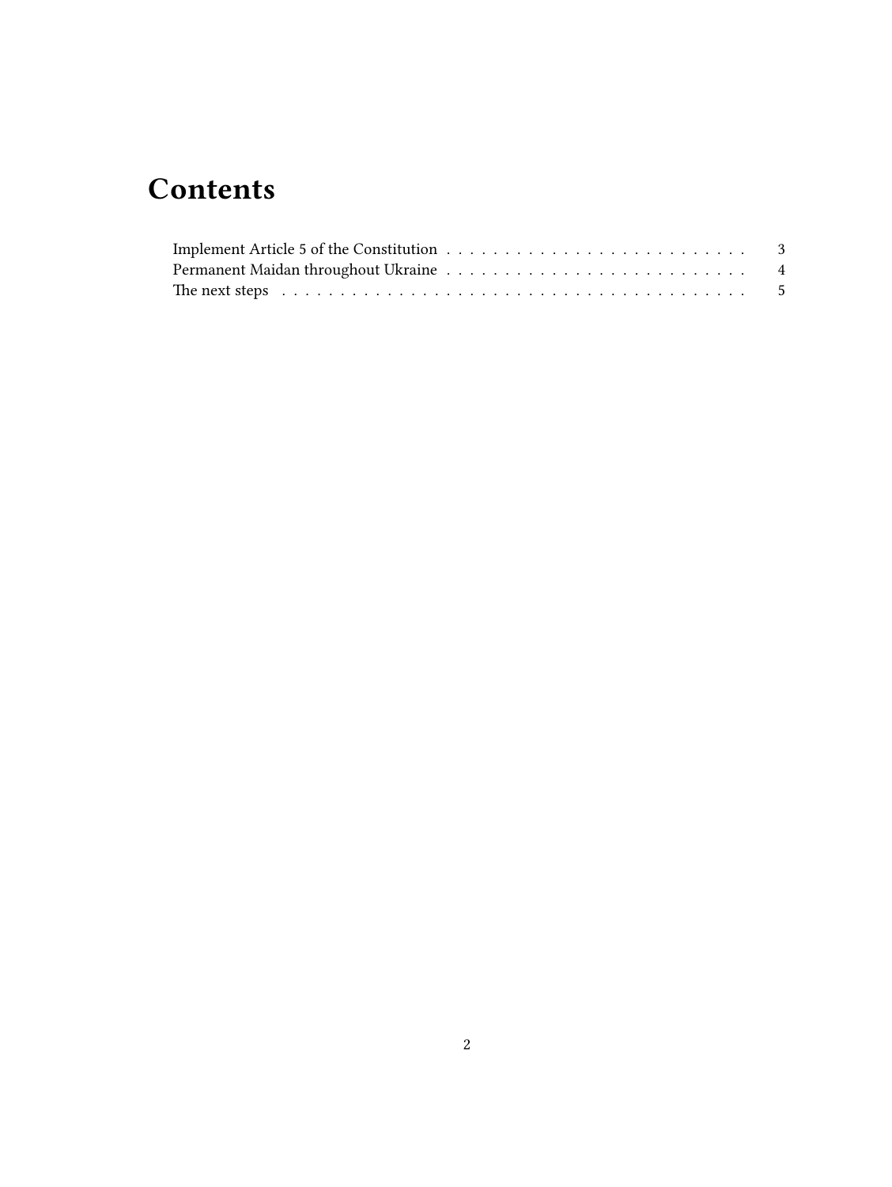# Contents

Implement Article 5 of the Constitution . . . . . . . . . . . . . . . . . . . . . . . . . . 3
Permanent Maidan throughout Ukraine . . . . . . . . . . . . . . . . . . . . . . . . . . 4
The next steps . . . . . . . . . . . . . . . . . . . . . . . . . . . . . . . . . . . . . . . 5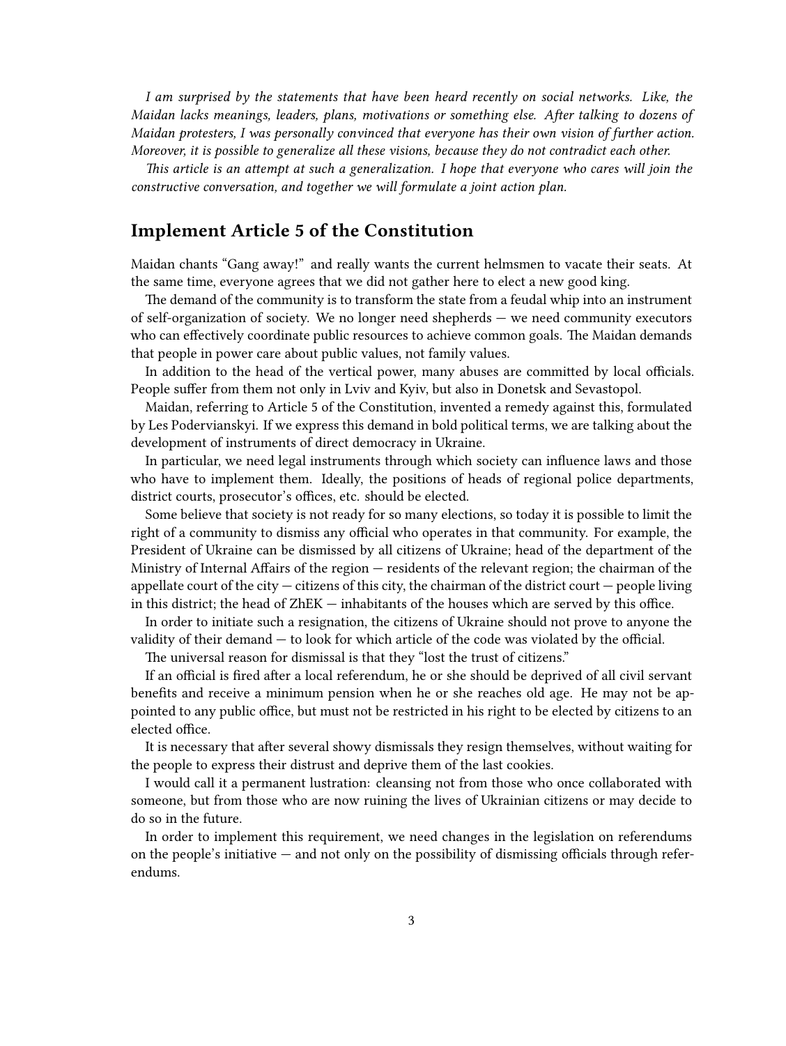*I am surprised by the statements that have been heard recently on social networks. Like, the Maidan lacks meanings, leaders, plans, motivations or something else. After talking to dozens of Maidan protesters, I was personally convinced that everyone has their own vision of further action. Moreover, it is possible to generalize all these visions, because they do not contradict each other.*

*This article is an attempt at such a generalization. I hope that everyone who cares will join the constructive conversation, and together we will formulate a joint action plan.*

## Implement Article 5 of the Constitution

Maidan chants "Gang away!" and really wants the current helmsmen to vacate their seats. At the same time, everyone agrees that we did not gather here to elect a new good king.

The demand of the community is to transform the state from a feudal whip into an instrument of self-organization of society. We no longer need shepherds — we need community executors who can effectively coordinate public resources to achieve common goals. The Maidan demands that people in power care about public values, not family values.

In addition to the head of the vertical power, many abuses are committed by local officials. People suffer from them not only in Lviv and Kyiv, but also in Donetsk and Sevastopol.

Maidan, referring to Article 5 of the Constitution, invented a remedy against this, formulated by Les Podervianskyi. If we express this demand in bold political terms, we are talking about the development of instruments of direct democracy in Ukraine.

In particular, we need legal instruments through which society can influence laws and those who have to implement them. Ideally, the positions of heads of regional police departments, district courts, prosecutor's offices, etc. should be elected.

Some believe that society is not ready for so many elections, so today it is possible to limit the right of a community to dismiss any official who operates in that community. For example, the President of Ukraine can be dismissed by all citizens of Ukraine; head of the department of the Ministry of Internal Affairs of the region — residents of the relevant region; the chairman of the appellate court of the city — citizens of this city, the chairman of the district court — people living in this district; the head of ZhEK — inhabitants of the houses which are served by this office.

In order to initiate such a resignation, the citizens of Ukraine should not prove to anyone the validity of their demand — to look for which article of the code was violated by the official.

The universal reason for dismissal is that they "lost the trust of citizens."

If an official is fired after a local referendum, he or she should be deprived of all civil servant benefits and receive a minimum pension when he or she reaches old age. He may not be appointed to any public office, but must not be restricted in his right to be elected by citizens to an elected office.

It is necessary that after several showy dismissals they resign themselves, without waiting for the people to express their distrust and deprive them of the last cookies.

I would call it a permanent lustration: cleansing not from those who once collaborated with someone, but from those who are now ruining the lives of Ukrainian citizens or may decide to do so in the future.

In order to implement this requirement, we need changes in the legislation on referendums on the people's initiative — and not only on the possibility of dismissing officials through referendums.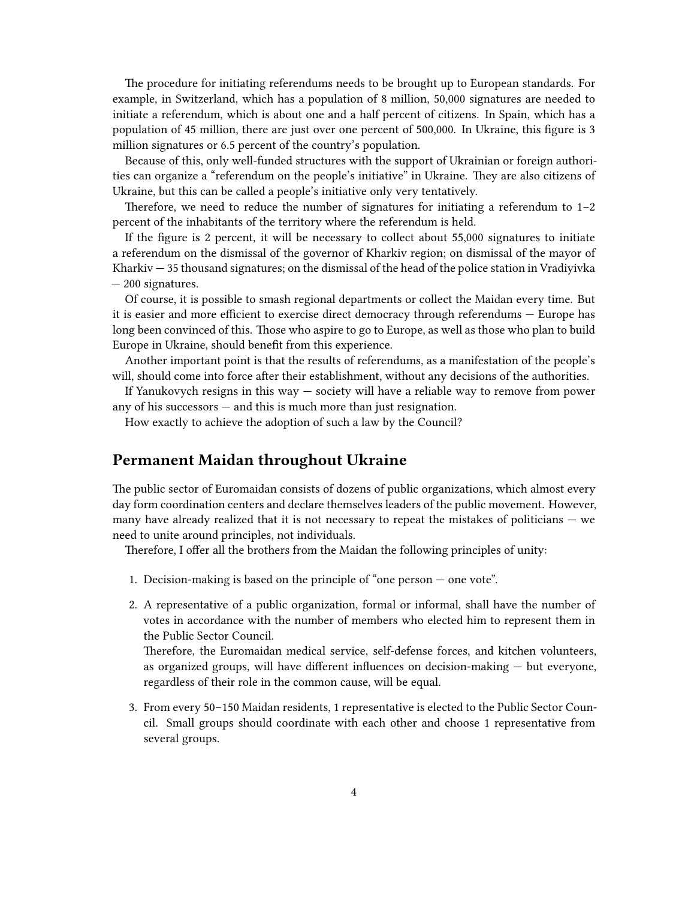The procedure for initiating referendums needs to be brought up to European standards. For example, in Switzerland, which has a population of 8 million, 50,000 signatures are needed to initiate a referendum, which is about one and a half percent of citizens. In Spain, which has a population of 45 million, there are just over one percent of 500,000. In Ukraine, this figure is 3 million signatures or 6.5 percent of the country's population.

Because of this, only well-funded structures with the support of Ukrainian or foreign authorities can organize a "referendum on the people's initiative" in Ukraine. They are also citizens of Ukraine, but this can be called a people's initiative only very tentatively.

Therefore, we need to reduce the number of signatures for initiating a referendum to 1–2 percent of the inhabitants of the territory where the referendum is held.

If the figure is 2 percent, it will be necessary to collect about 55,000 signatures to initiate a referendum on the dismissal of the governor of Kharkiv region; on dismissal of the mayor of Kharkiv — 35 thousand signatures; on the dismissal of the head of the police station in Vradiyivka — 200 signatures.

Of course, it is possible to smash regional departments or collect the Maidan every time. But it is easier and more efficient to exercise direct democracy through referendums — Europe has long been convinced of this. Those who aspire to go to Europe, as well as those who plan to build Europe in Ukraine, should benefit from this experience.

Another important point is that the results of referendums, as a manifestation of the people's will, should come into force after their establishment, without any decisions of the authorities.

If Yanukovych resigns in this way — society will have a reliable way to remove from power any of his successors — and this is much more than just resignation.

How exactly to achieve the adoption of such a law by the Council?

## Permanent Maidan throughout Ukraine

The public sector of Euromaidan consists of dozens of public organizations, which almost every day form coordination centers and declare themselves leaders of the public movement. However, many have already realized that it is not necessary to repeat the mistakes of politicians — we need to unite around principles, not individuals.

Therefore, I offer all the brothers from the Maidan the following principles of unity:

1. Decision-making is based on the principle of "one person — one vote".
2. A representative of a public organization, formal or informal, shall have the number of votes in accordance with the number of members who elected him to represent them in the Public Sector Council.
   Therefore, the Euromaidan medical service, self-defense forces, and kitchen volunteers, as organized groups, will have different influences on decision-making — but everyone, regardless of their role in the common cause, will be equal.
3. From every 50–150 Maidan residents, 1 representative is elected to the Public Sector Council. Small groups should coordinate with each other and choose 1 representative from several groups.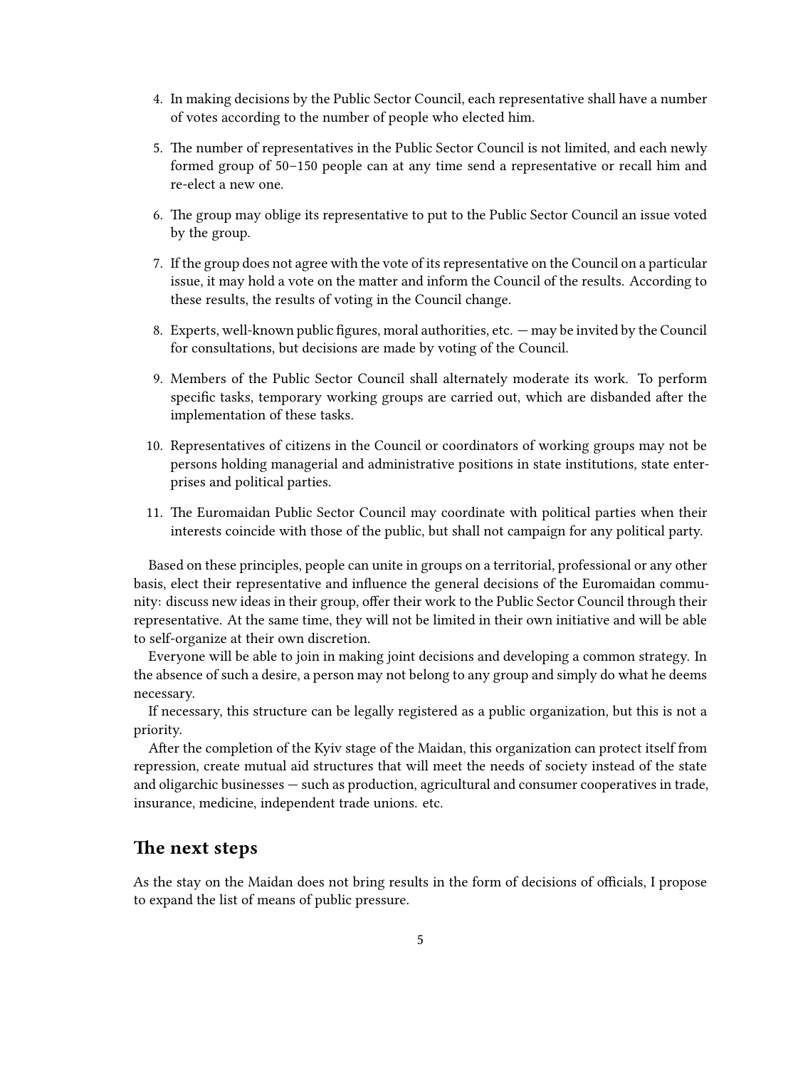4. In making decisions by the Public Sector Council, each representative shall have a number of votes according to the number of people who elected him.
5. The number of representatives in the Public Sector Council is not limited, and each newly formed group of 50–150 people can at any time send a representative or recall him and re-elect a new one.
6. The group may oblige its representative to put to the Public Sector Council an issue voted by the group.
7. If the group does not agree with the vote of its representative on the Council on a particular issue, it may hold a vote on the matter and inform the Council of the results. According to these results, the results of voting in the Council change.
8. Experts, well-known public figures, moral authorities, etc. — may be invited by the Council for consultations, but decisions are made by voting of the Council.
9. Members of the Public Sector Council shall alternately moderate its work. To perform specific tasks, temporary working groups are carried out, which are disbanded after the implementation of these tasks.
10. Representatives of citizens in the Council or coordinators of working groups may not be persons holding managerial and administrative positions in state institutions, state enterprises and political parties.
11. The Euromaidan Public Sector Council may coordinate with political parties when their interests coincide with those of the public, but shall not campaign for any political party.

Based on these principles, people can unite in groups on a territorial, professional or any other basis, elect their representative and influence the general decisions of the Euromaidan community: discuss new ideas in their group, offer their work to the Public Sector Council through their representative. At the same time, they will not be limited in their own initiative and will be able to self-organize at their own discretion.

Everyone will be able to join in making joint decisions and developing a common strategy. In the absence of such a desire, a person may not belong to any group and simply do what he deems necessary.

If necessary, this structure can be legally registered as a public organization, but this is not a priority.

After the completion of the Kyiv stage of the Maidan, this organization can protect itself from repression, create mutual aid structures that will meet the needs of society instead of the state and oligarchic businesses — such as production, agricultural and consumer cooperatives in trade, insurance, medicine, independent trade unions. etc.

## The next steps

As the stay on the Maidan does not bring results in the form of decisions of officials, I propose to expand the list of means of public pressure.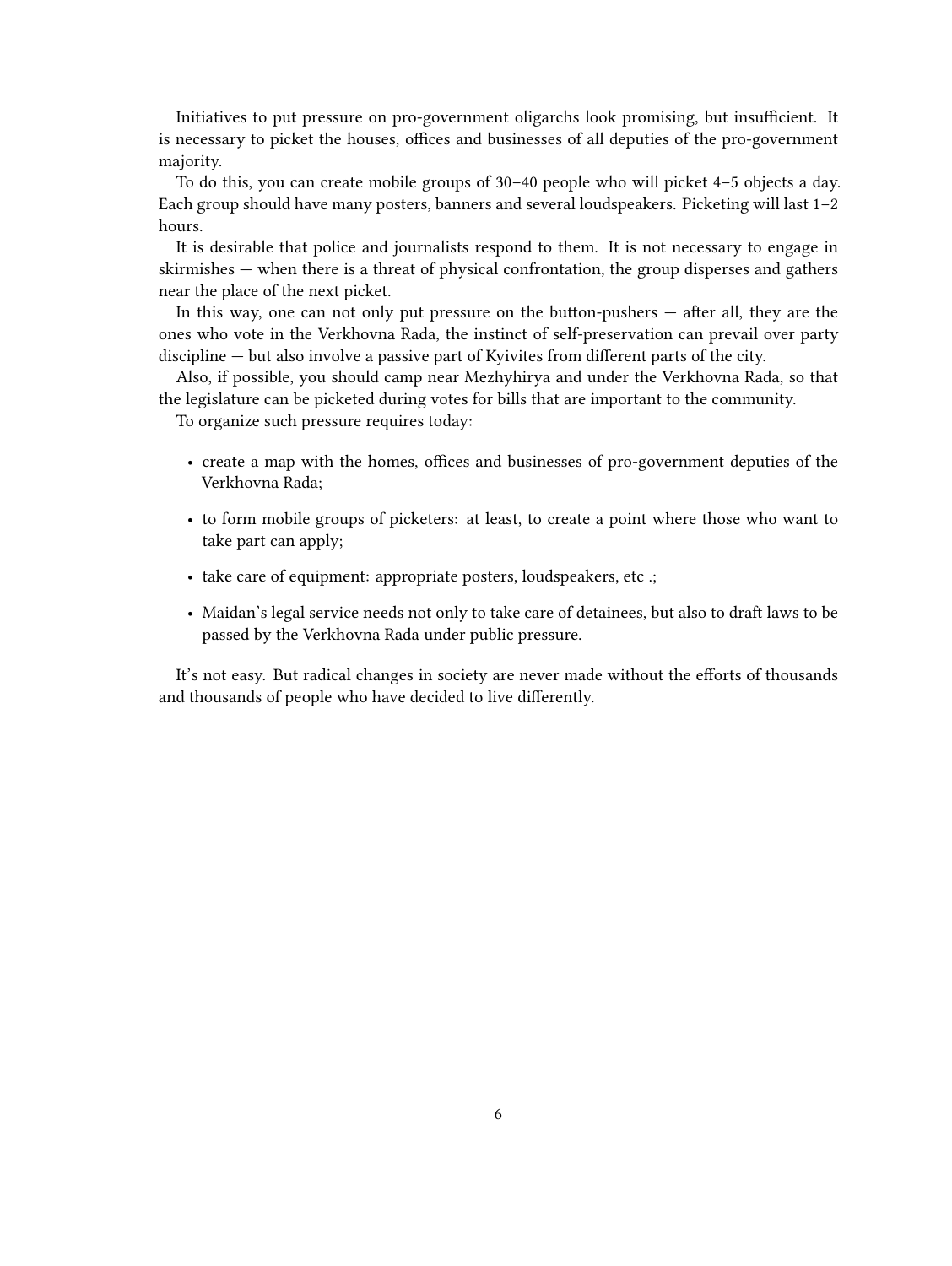Initiatives to put pressure on pro-government oligarchs look promising, but insufficient. It is necessary to picket the houses, offices and businesses of all deputies of the pro-government majority.

To do this, you can create mobile groups of 30–40 people who will picket 4–5 objects a day. Each group should have many posters, banners and several loudspeakers. Picketing will last 1–2 hours.

It is desirable that police and journalists respond to them. It is not necessary to engage in skirmishes — when there is a threat of physical confrontation, the group disperses and gathers near the place of the next picket.

In this way, one can not only put pressure on the button-pushers — after all, they are the ones who vote in the Verkhovna Rada, the instinct of self-preservation can prevail over party discipline — but also involve a passive part of Kyivites from different parts of the city.

Also, if possible, you should camp near Mezhyhirya and under the Verkhovna Rada, so that the legislature can be picketed during votes for bills that are important to the community.

To organize such pressure requires today:

- create a map with the homes, offices and businesses of pro-government deputies of the Verkhovna Rada;
- to form mobile groups of picketers: at least, to create a point where those who want to take part can apply;
- take care of equipment: appropriate posters, loudspeakers, etc .;
- Maidan's legal service needs not only to take care of detainees, but also to draft laws to be passed by the Verkhovna Rada under public pressure.

It's not easy. But radical changes in society are never made without the efforts of thousands and thousands of people who have decided to live differently.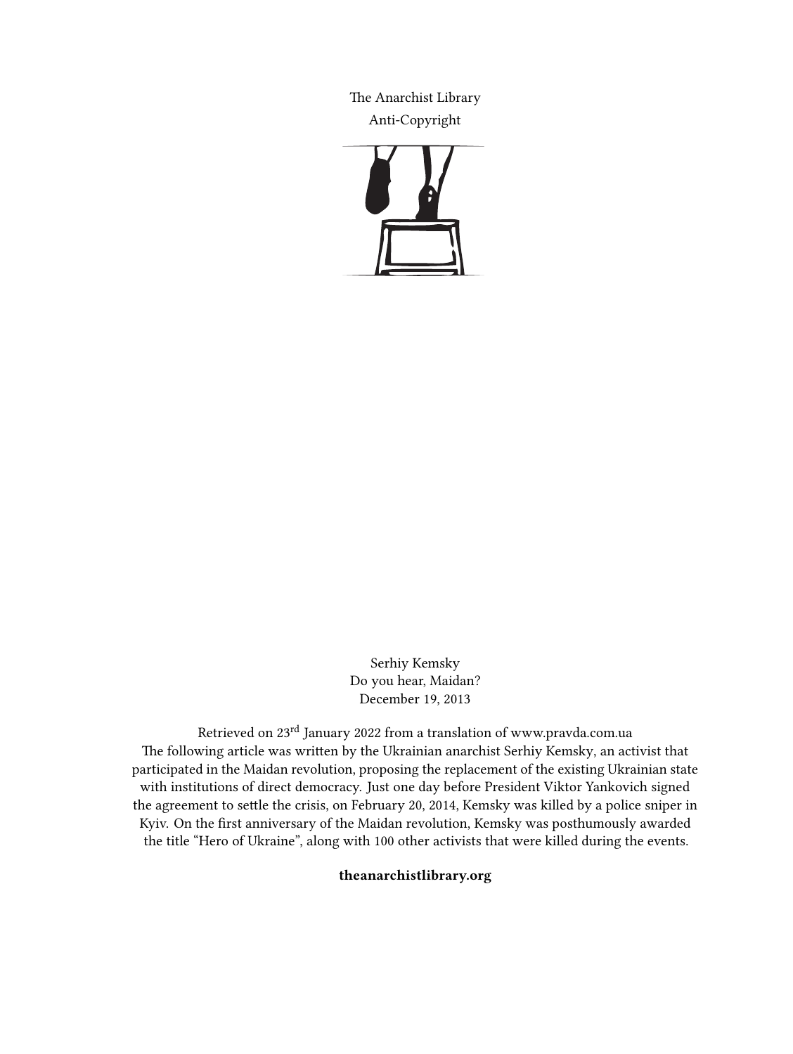The Anarchist Library
Anti-Copyright

Serhiy Kemsky
Do you hear, Maidan?
December 19, 2013

Retrieved on 23rd January 2022 from a translation of www.pravda.com.ua
The following article was written by the Ukrainian anarchist Serhiy Kemsky, an activist that participated in the Maidan revolution, proposing the replacement of the existing Ukrainian state with institutions of direct democracy. Just one day before President Viktor Yankovich signed the agreement to settle the crisis, on February 20, 2014, Kemsky was killed by a police sniper in Kyiv. On the first anniversary of the Maidan revolution, Kemsky was posthumously awarded the title "Hero of Ukraine", along with 100 other activists that were killed during the events.

**theanarchistlibrary.org**